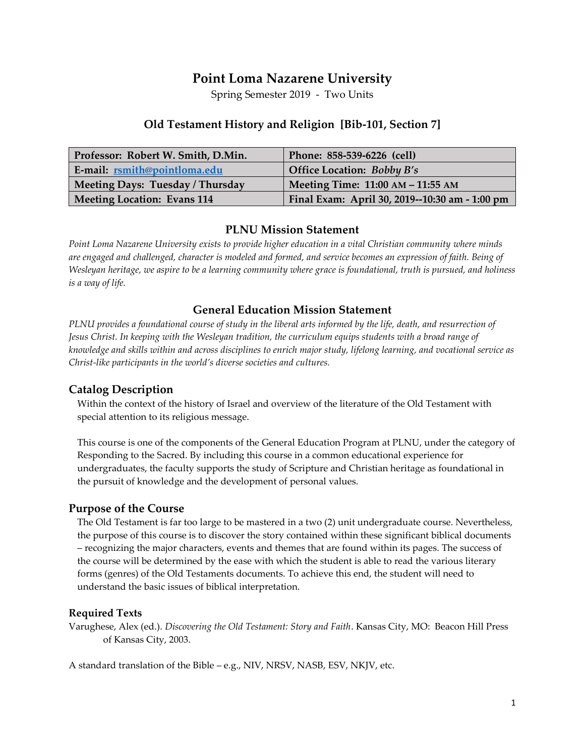# Point Loma Nazarene University

Spring Semester 2019 - Two Units

## Old Testament History and Religion [Bib-101, Section 7]

| **Professor: Robert W. Smith, D.Min.** | **Phone: 858-539-6226 (cell)** |
|---|---|
| **E-mail: [rsmith@pointloma.edu](mailto:rsmith@pointloma.edu)** | **Office Location: *Bobby B's*** |
| **Meeting Days: Tuesday / Thursday** | **Meeting Time: 11:00 AM – 11:55 AM** |
| **Meeting Location: Evans 114** | **Final Exam: April 30, 2019--10:30 am - 1:00 pm** |

### PLNU Mission Statement

*Point Loma Nazarene University exists to provide higher education in a vital Christian community where minds are engaged and challenged, character is modeled and formed, and service becomes an expression of faith. Being of Wesleyan heritage, we aspire to be a learning community where grace is foundational, truth is pursued, and holiness is a way of life.*

### General Education Mission Statement

*PLNU provides a foundational course of study in the liberal arts informed by the life, death, and resurrection of Jesus Christ. In keeping with the Wesleyan tradition, the curriculum equips students with a broad range of knowledge and skills within and across disciplines to enrich major study, lifelong learning, and vocational service as Christ-like participants in the world's diverse societies and cultures.*

## Catalog Description

Within the context of the history of Israel and overview of the literature of the Old Testament with special attention to its religious message.

This course is one of the components of the General Education Program at PLNU, under the category of Responding to the Sacred. By including this course in a common educational experience for undergraduates, the faculty supports the study of Scripture and Christian heritage as foundational in the pursuit of knowledge and the development of personal values.

## Purpose of the Course

The Old Testament is far too large to be mastered in a two (2) unit undergraduate course. Nevertheless, the purpose of this course is to discover the story contained within these significant biblical documents – recognizing the major characters, events and themes that are found within its pages. The success of the course will be determined by the ease with which the student is able to read the various literary forms (genres) of the Old Testaments documents. To achieve this end, the student will need to understand the basic issues of biblical interpretation.

### Required Texts

Varughese, Alex (ed.). *Discovering the Old Testament: Story and Faith*. Kansas City, MO: Beacon Hill Press of Kansas City, 2003.

A standard translation of the Bible – e.g., NIV, NRSV, NASB, ESV, NKJV, etc.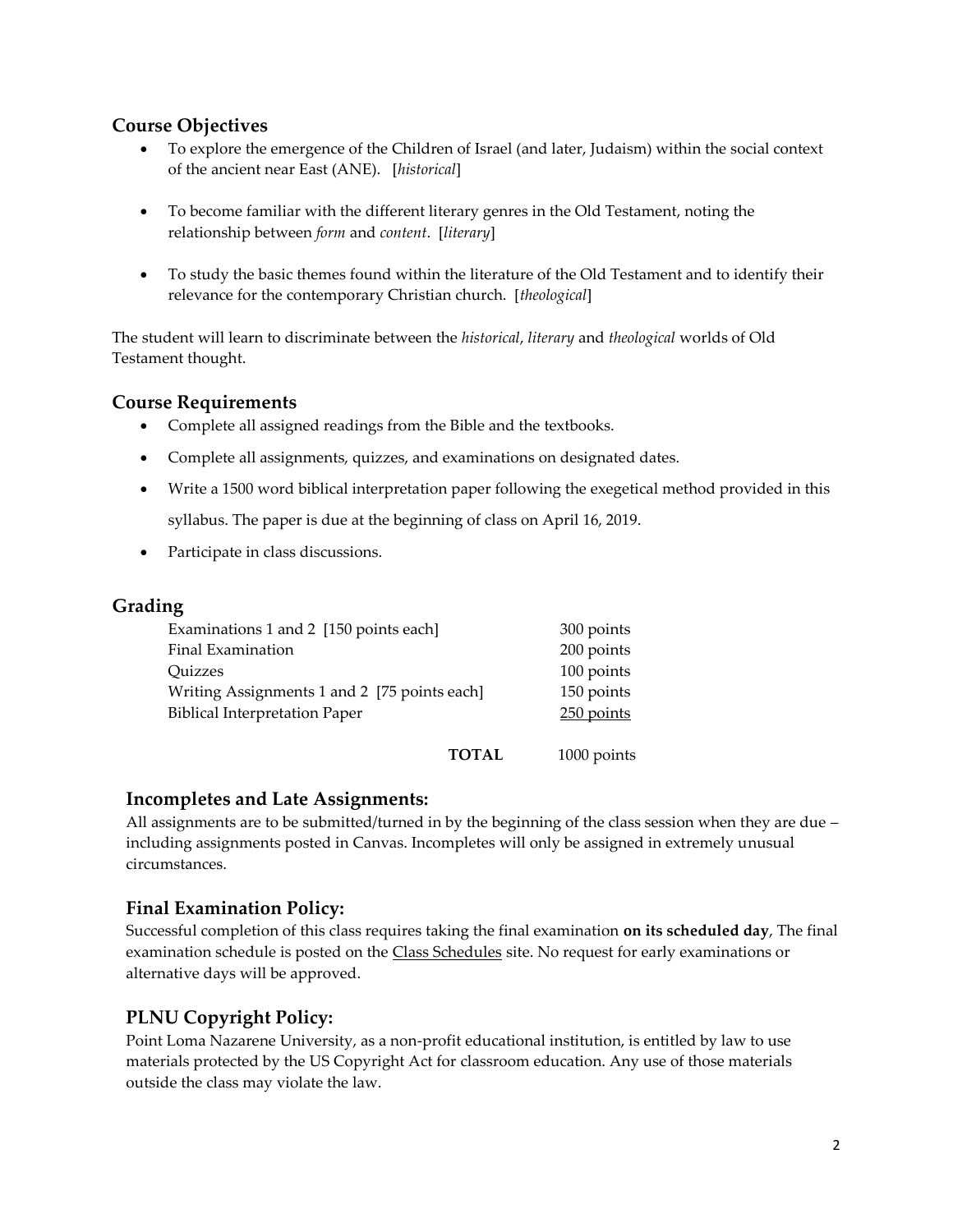## Course Objectives

- To explore the emergence of the Children of Israel (and later, Judaism) within the social context of the ancient near East (ANE). [*historical*]
- To become familiar with the different literary genres in the Old Testament, noting the relationship between *form* and *content*. [*literary*]
- To study the basic themes found within the literature of the Old Testament and to identify their relevance for the contemporary Christian church. [*theological*]

The student will learn to discriminate between the *historical*, *literary* and *theological* worlds of Old Testament thought.

## Course Requirements

- Complete all assigned readings from the Bible and the textbooks.
- Complete all assignments, quizzes, and examinations on designated dates.
- Write a 1500 word biblical interpretation paper following the exegetical method provided in this syllabus. The paper is due at the beginning of class on April 16, 2019.
- Participate in class discussions.

## Grading

| | |
|---|---|
| Examinations 1 and 2 [150 points each] | 300 points |
| Final Examination | 200 points |
| Quizzes | 100 points |
| Writing Assignments 1 and 2 [75 points each] | 150 points |
| Biblical Interpretation Paper | 250 points |
| **TOTAL** | 1000 points |

### Incompletes and Late Assignments:

All assignments are to be submitted/turned in by the beginning of the class session when they are due – including assignments posted in Canvas. Incompletes will only be assigned in extremely unusual circumstances.

### Final Examination Policy:

Successful completion of this class requires taking the final examination **on its scheduled day**, The final examination schedule is posted on the Class Schedules site. No request for early examinations or alternative days will be approved.

### PLNU Copyright Policy:

Point Loma Nazarene University, as a non-profit educational institution, is entitled by law to use materials protected by the US Copyright Act for classroom education. Any use of those materials outside the class may violate the law.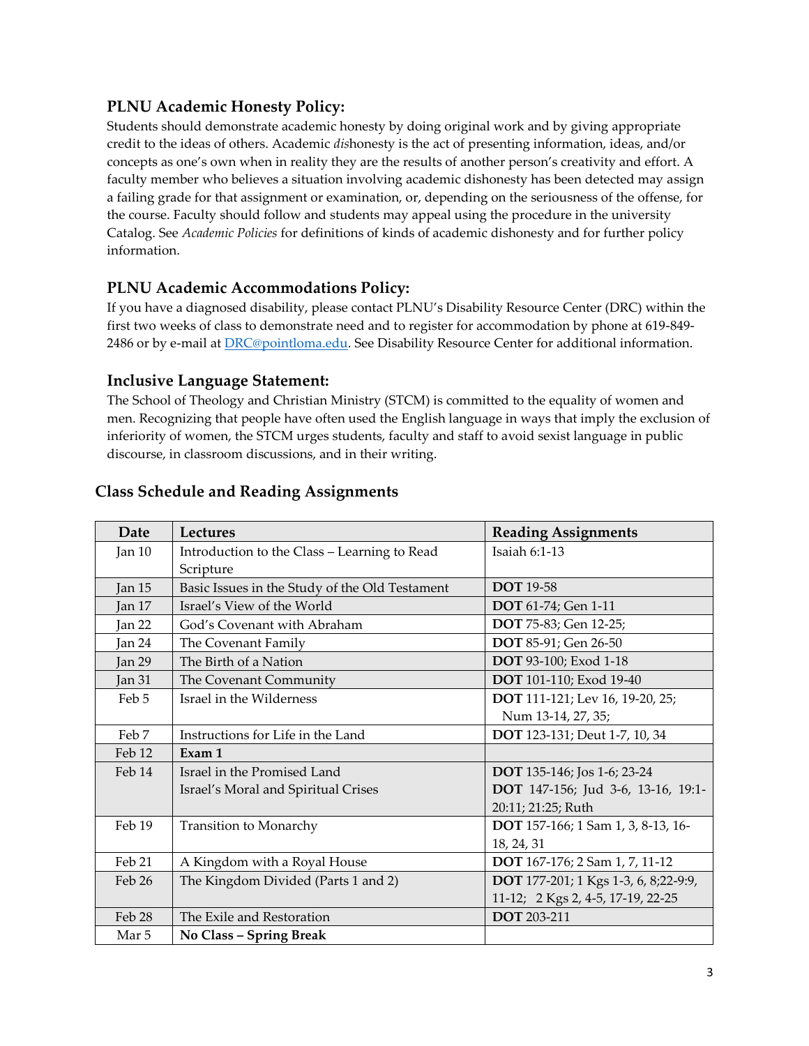### PLNU Academic Honesty Policy:

Students should demonstrate academic honesty by doing original work and by giving appropriate credit to the ideas of others. Academic *dis*honesty is the act of presenting information, ideas, and/or concepts as one's own when in reality they are the results of another person's creativity and effort. A faculty member who believes a situation involving academic dishonesty has been detected may assign a failing grade for that assignment or examination, or, depending on the seriousness of the offense, for the course. Faculty should follow and students may appeal using the procedure in the university Catalog. See *Academic Policies* for definitions of kinds of academic dishonesty and for further policy information.

### PLNU Academic Accommodations Policy:

If you have a diagnosed disability, please contact PLNU's Disability Resource Center (DRC) within the first two weeks of class to demonstrate need and to register for accommodation by phone at 619-849-2486 or by e-mail at DRC@pointloma.edu. See Disability Resource Center for additional information.

### Inclusive Language Statement:

The School of Theology and Christian Ministry (STCM) is committed to the equality of women and men. Recognizing that people have often used the English language in ways that imply the exclusion of inferiority of women, the STCM urges students, faculty and staff to avoid sexist language in public discourse, in classroom discussions, and in their writing.

### Class Schedule and Reading Assignments

| Date | Lectures | Reading Assignments |
|---|---|---|
| Jan 10 | Introduction to the Class – Learning to Read Scripture | Isaiah 6:1-13 |
| Jan 15 | Basic Issues in the Study of the Old Testament | **DOT** 19-58 |
| Jan 17 | Israel's View of the World | **DOT** 61-74; Gen 1-11 |
| Jan 22 | God's Covenant with Abraham | **DOT** 75-83; Gen 12-25; |
| Jan 24 | The Covenant Family | **DOT** 85-91; Gen 26-50 |
| Jan 29 | The Birth of a Nation | **DOT** 93-100; Exod 1-18 |
| Jan 31 | The Covenant Community | **DOT** 101-110; Exod 19-40 |
| Feb 5 | Israel in the Wilderness | **DOT** 111-121; Lev 16, 19-20, 25; Num 13-14, 27, 35; |
| Feb 7 | Instructions for Life in the Land | **DOT** 123-131; Deut 1-7, 10, 34 |
| Feb 12 | **Exam 1** | |
| Feb 14 | Israel in the Promised Land<br>Israel's Moral and Spiritual Crises | **DOT** 135-146; Jos 1-6; 23-24<br>**DOT** 147-156; Jud 3-6, 13-16, 19:1-20:11; 21:25; Ruth |
| Feb 19 | Transition to Monarchy | **DOT** 157-166; 1 Sam 1, 3, 8-13, 16-18, 24, 31 |
| Feb 21 | A Kingdom with a Royal House | **DOT** 167-176; 2 Sam 1, 7, 11-12 |
| Feb 26 | The Kingdom Divided (Parts 1 and 2) | **DOT** 177-201; 1 Kgs 1-3, 6, 8;22-9:9, 11-12; 2 Kgs 2, 4-5, 17-19, 22-25 |
| Feb 28 | The Exile and Restoration | **DOT** 203-211 |
| Mar 5 | **No Class – Spring Break** | |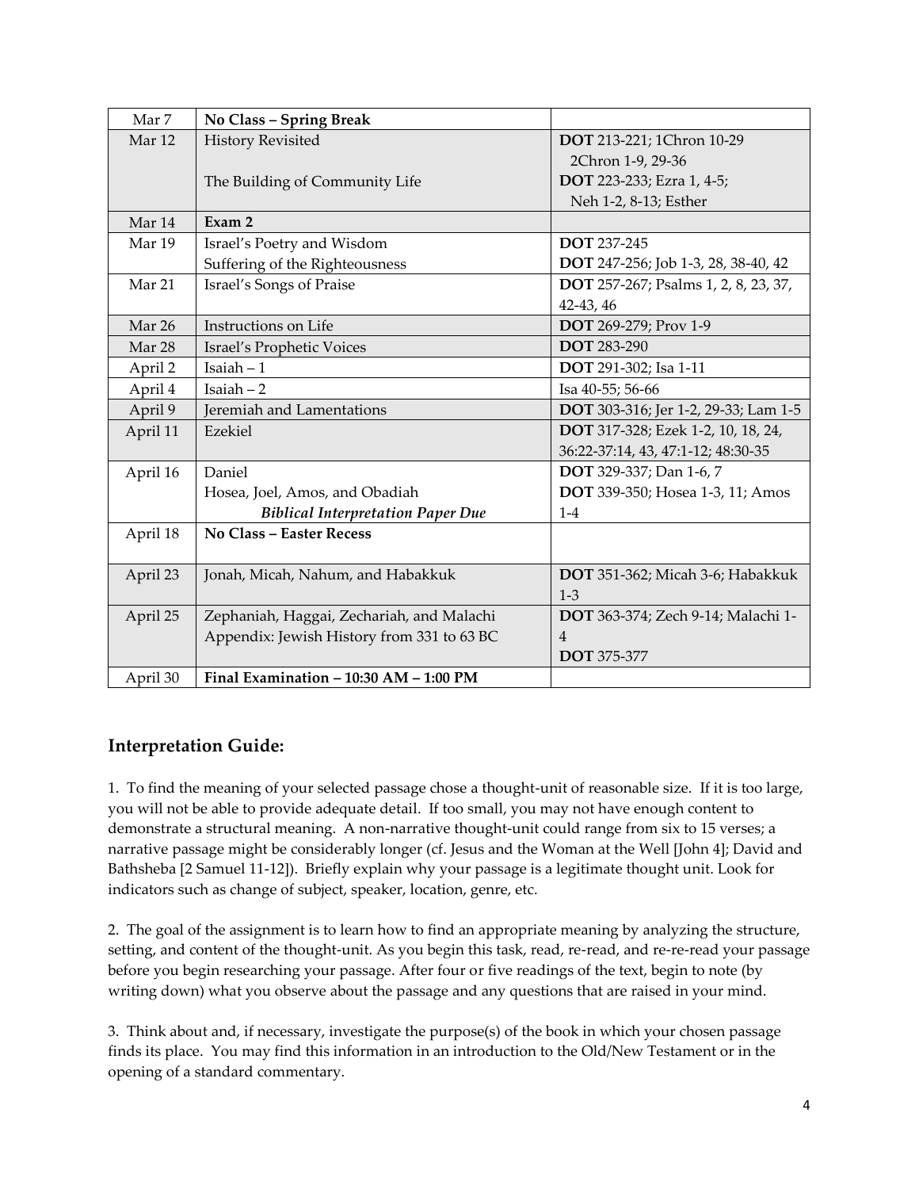| Mar 7 | **No Class – Spring Break** | |
|---|---|---|
| Mar 12 | History Revisited<br><br>The Building of Community Life | **DOT** 213-221; 1Chron 10-29<br>2Chron 1-9, 29-36<br>**DOT** 223-233; Ezra 1, 4-5;<br>Neh 1-2, 8-13; Esther |
| Mar 14 | **Exam 2** | |
| Mar 19 | Israel's Poetry and Wisdom<br>Suffering of the Righteousness | **DOT** 237-245<br>**DOT** 247-256; Job 1-3, 28, 38-40, 42 |
| Mar 21 | Israel's Songs of Praise | **DOT** 257-267; Psalms 1, 2, 8, 23, 37, 42-43, 46 |
| Mar 26 | Instructions on Life | **DOT** 269-279; Prov 1-9 |
| Mar 28 | Israel's Prophetic Voices | **DOT** 283-290 |
| April 2 | Isaiah – 1 | **DOT** 291-302; Isa 1-11 |
| April 4 | Isaiah – 2 | Isa 40-55; 56-66 |
| April 9 | Jeremiah and Lamentations | **DOT** 303-316; Jer 1-2, 29-33; Lam 1-5 |
| April 11 | Ezekiel | **DOT** 317-328; Ezek 1-2, 10, 18, 24, 36:22-37:14, 43, 47:1-12; 48:30-35 |
| April 16 | Daniel<br>Hosea, Joel, Amos, and Obadiah<br>***Biblical Interpretation Paper Due*** | **DOT** 329-337; Dan 1-6, 7<br>**DOT** 339-350; Hosea 1-3, 11; Amos 1-4 |
| April 18 | **No Class – Easter Recess** | |
| April 23 | Jonah, Micah, Nahum, and Habakkuk | **DOT** 351-362; Micah 3-6; Habakkuk 1-3 |
| April 25 | Zephaniah, Haggai, Zechariah, and Malachi<br>Appendix: Jewish History from 331 to 63 BC | **DOT** 363-374; Zech 9-14; Malachi 1-4<br>**DOT** 375-377 |
| April 30 | **Final Examination – 10:30 AM – 1:00 PM** | |

## Interpretation Guide:

1. To find the meaning of your selected passage chose a thought-unit of reasonable size. If it is too large, you will not be able to provide adequate detail. If too small, you may not have enough content to demonstrate a structural meaning. A non-narrative thought-unit could range from six to 15 verses; a narrative passage might be considerably longer (cf. Jesus and the Woman at the Well [John 4]; David and Bathsheba [2 Samuel 11-12]). Briefly explain why your passage is a legitimate thought unit. Look for indicators such as change of subject, speaker, location, genre, etc.

2. The goal of the assignment is to learn how to find an appropriate meaning by analyzing the structure, setting, and content of the thought-unit. As you begin this task, read, re-read, and re-re-read your passage before you begin researching your passage. After four or five readings of the text, begin to note (by writing down) what you observe about the passage and any questions that are raised in your mind.

3. Think about and, if necessary, investigate the purpose(s) of the book in which your chosen passage finds its place. You may find this information in an introduction to the Old/New Testament or in the opening of a standard commentary.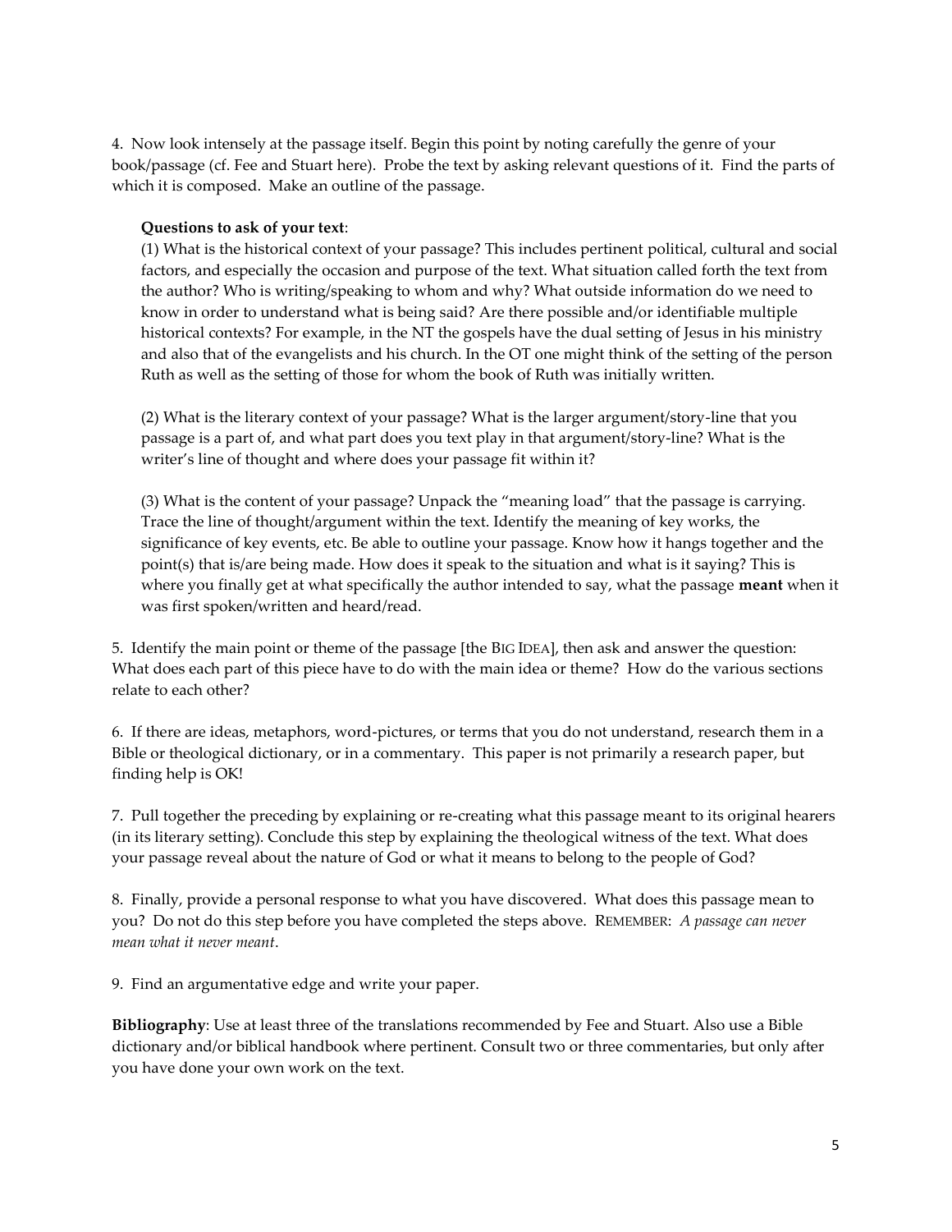4. Now look intensely at the passage itself. Begin this point by noting carefully the genre of your book/passage (cf. Fee and Stuart here). Probe the text by asking relevant questions of it. Find the parts of which it is composed. Make an outline of the passage.

**Questions to ask of your text**:

(1) What is the historical context of your passage? This includes pertinent political, cultural and social factors, and especially the occasion and purpose of the text. What situation called forth the text from the author? Who is writing/speaking to whom and why? What outside information do we need to know in order to understand what is being said? Are there possible and/or identifiable multiple historical contexts? For example, in the NT the gospels have the dual setting of Jesus in his ministry and also that of the evangelists and his church. In the OT one might think of the setting of the person Ruth as well as the setting of those for whom the book of Ruth was initially written.

(2) What is the literary context of your passage? What is the larger argument/story-line that you passage is a part of, and what part does you text play in that argument/story-line? What is the writer's line of thought and where does your passage fit within it?

(3) What is the content of your passage? Unpack the "meaning load" that the passage is carrying. Trace the line of thought/argument within the text. Identify the meaning of key works, the significance of key events, etc. Be able to outline your passage. Know how it hangs together and the point(s) that is/are being made. How does it speak to the situation and what is it saying? This is where you finally get at what specifically the author intended to say, what the passage **meant** when it was first spoken/written and heard/read.

5. Identify the main point or theme of the passage [the BIG IDEA], then ask and answer the question: What does each part of this piece have to do with the main idea or theme? How do the various sections relate to each other?

6. If there are ideas, metaphors, word-pictures, or terms that you do not understand, research them in a Bible or theological dictionary, or in a commentary. This paper is not primarily a research paper, but finding help is OK!

7. Pull together the preceding by explaining or re-creating what this passage meant to its original hearers (in its literary setting). Conclude this step by explaining the theological witness of the text. What does your passage reveal about the nature of God or what it means to belong to the people of God?

8. Finally, provide a personal response to what you have discovered. What does this passage mean to you? Do not do this step before you have completed the steps above. REMEMBER: *A passage can never mean what it never meant*.

9. Find an argumentative edge and write your paper.

**Bibliography**: Use at least three of the translations recommended by Fee and Stuart. Also use a Bible dictionary and/or biblical handbook where pertinent. Consult two or three commentaries, but only after you have done your own work on the text.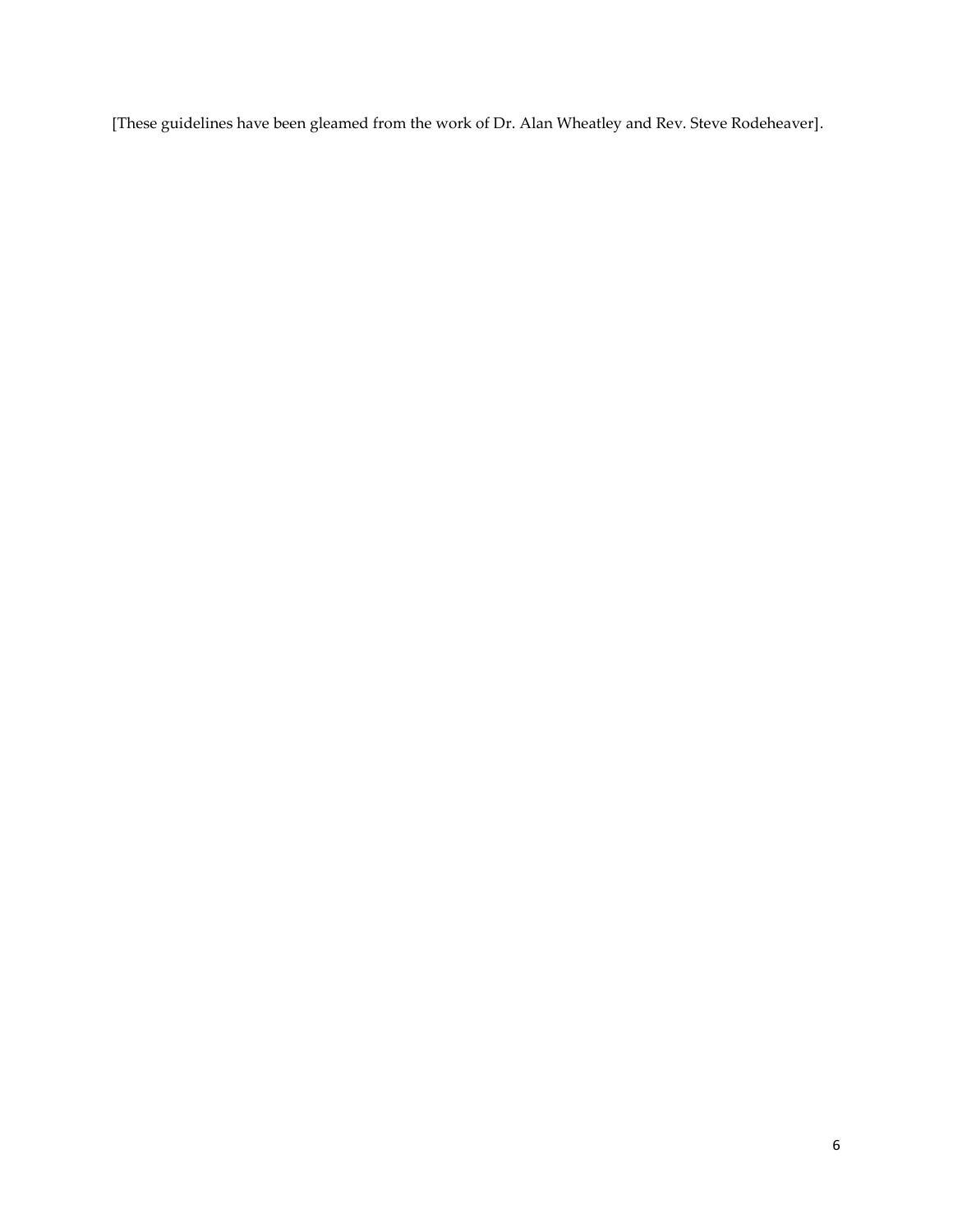[These guidelines have been gleamed from the work of Dr. Alan Wheatley and Rev. Steve Rodeheaver].